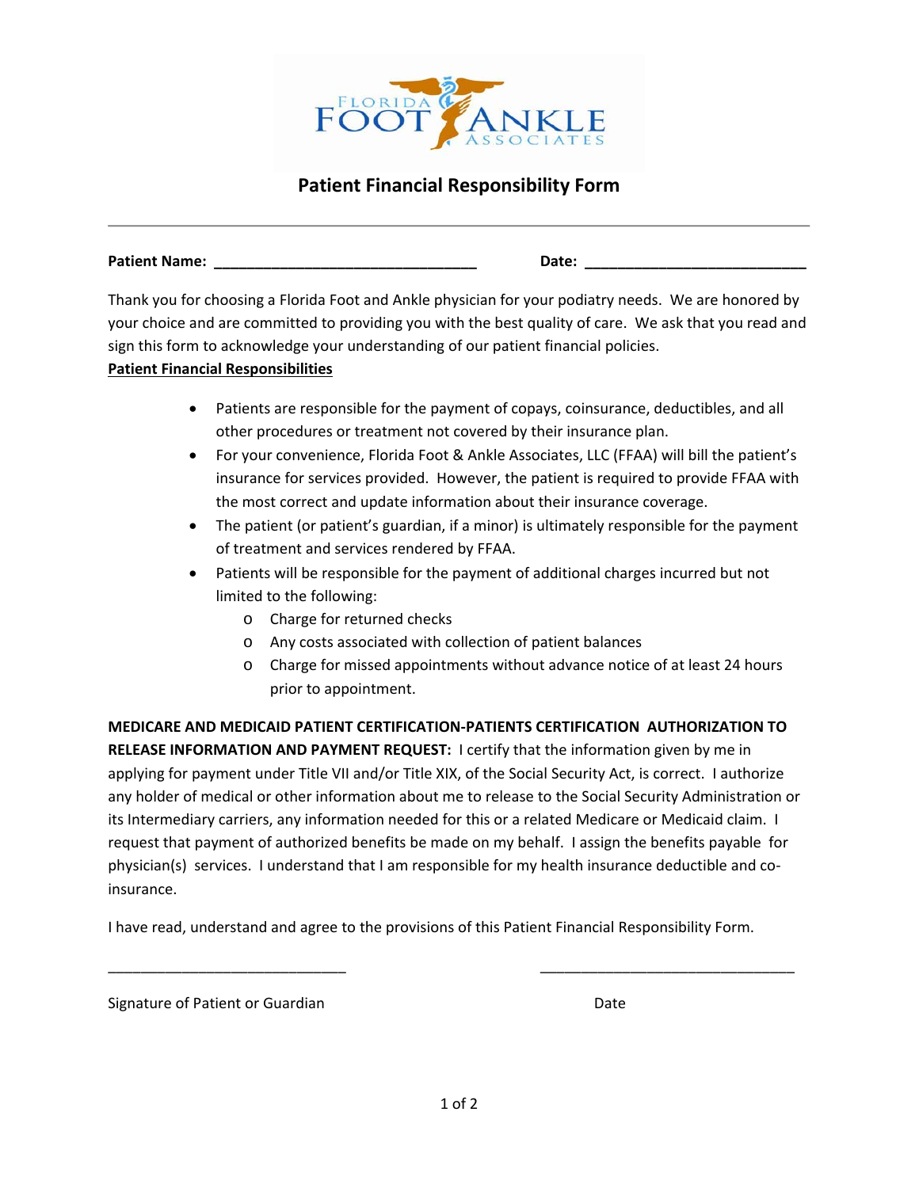Florida Foot Ankle Associates

# Patient Financial Responsibility Form

---

**Patient Name:** ________________________________ **Date:** ___________________________

Thank you for choosing a Florida Foot and Ankle physician for your podiatry needs. We are honored by your choice and are committed to providing you with the best quality of care. We ask that you read and sign this form to acknowledge your understanding of our patient financial policies.

**<u>Patient Financial Responsibilities</u>**

- Patients are responsible for the payment of copays, coinsurance, deductibles, and all other procedures or treatment not covered by their insurance plan.
- For your convenience, Florida Foot & Ankle Associates, LLC (FFAA) will bill the patient's insurance for services provided. However, the patient is required to provide FFAA with the most correct and update information about their insurance coverage.
- The patient (or patient's guardian, if a minor) is ultimately responsible for the payment of treatment and services rendered by FFAA.
- Patients will be responsible for the payment of additional charges incurred but not limited to the following:
  - Charge for returned checks
  - Any costs associated with collection of patient balances
  - Charge for missed appointments without advance notice of at least 24 hours prior to appointment.

**MEDICARE AND MEDICAID PATIENT CERTIFICATION-PATIENTS CERTIFICATION AUTHORIZATION TO RELEASE INFORMATION AND PAYMENT REQUEST:** I certify that the information given by me in applying for payment under Title VII and/or Title XIX, of the Social Security Act, is correct. I authorize any holder of medical or other information about me to release to the Social Security Administration or its Intermediary carriers, any information needed for this or a related Medicare or Medicaid claim. I request that payment of authorized benefits be made on my behalf. I assign the benefits payable for physician(s) services. I understand that I am responsible for my health insurance deductible and co-insurance.

I have read, understand and agree to the provisions of this Patient Financial Responsibility Form.

______________________________ ________________________________

Signature of Patient or Guardian Date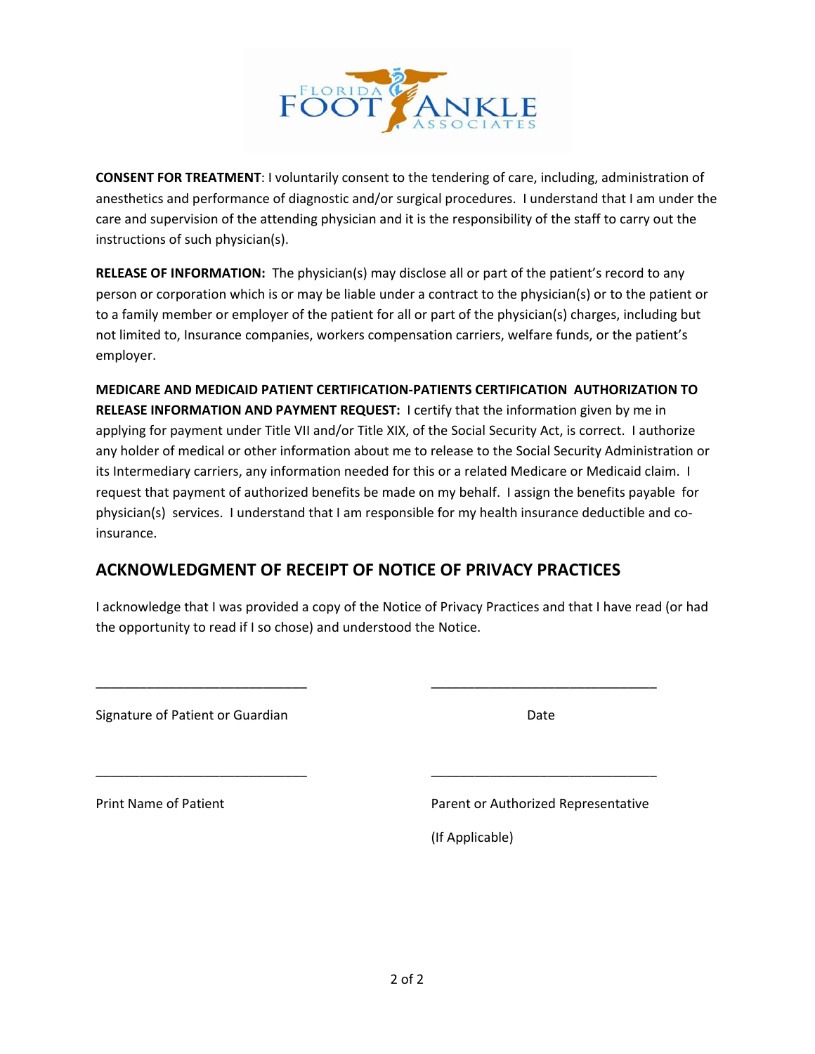**CONSENT FOR TREATMENT**: I voluntarily consent to the tendering of care, including, administration of anesthetics and performance of diagnostic and/or surgical procedures. I understand that I am under the care and supervision of the attending physician and it is the responsibility of the staff to carry out the instructions of such physician(s).

**RELEASE OF INFORMATION:** The physician(s) may disclose all or part of the patient's record to any person or corporation which is or may be liable under a contract to the physician(s) or to the patient or to a family member or employer of the patient for all or part of the physician(s) charges, including but not limited to, Insurance companies, workers compensation carriers, welfare funds, or the patient's employer.

**MEDICARE AND MEDICAID PATIENT CERTIFICATION-PATIENTS CERTIFICATION AUTHORIZATION TO RELEASE INFORMATION AND PAYMENT REQUEST:** I certify that the information given by me in applying for payment under Title VII and/or Title XIX, of the Social Security Act, is correct. I authorize any holder of medical or other information about me to release to the Social Security Administration or its Intermediary carriers, any information needed for this or a related Medicare or Medicaid claim. I request that payment of authorized benefits be made on my behalf. I assign the benefits payable for physician(s) services. I understand that I am responsible for my health insurance deductible and co-insurance.

## ACKNOWLEDGMENT OF RECEIPT OF NOTICE OF PRIVACY PRACTICES

I acknowledge that I was provided a copy of the Notice of Privacy Practices and that I have read (or had the opportunity to read if I so chose) and understood the Notice.

______________________________ ______________________________

Signature of Patient or Guardian Date

______________________________ ______________________________

Print Name of Patient Parent or Authorized Representative (If Applicable)